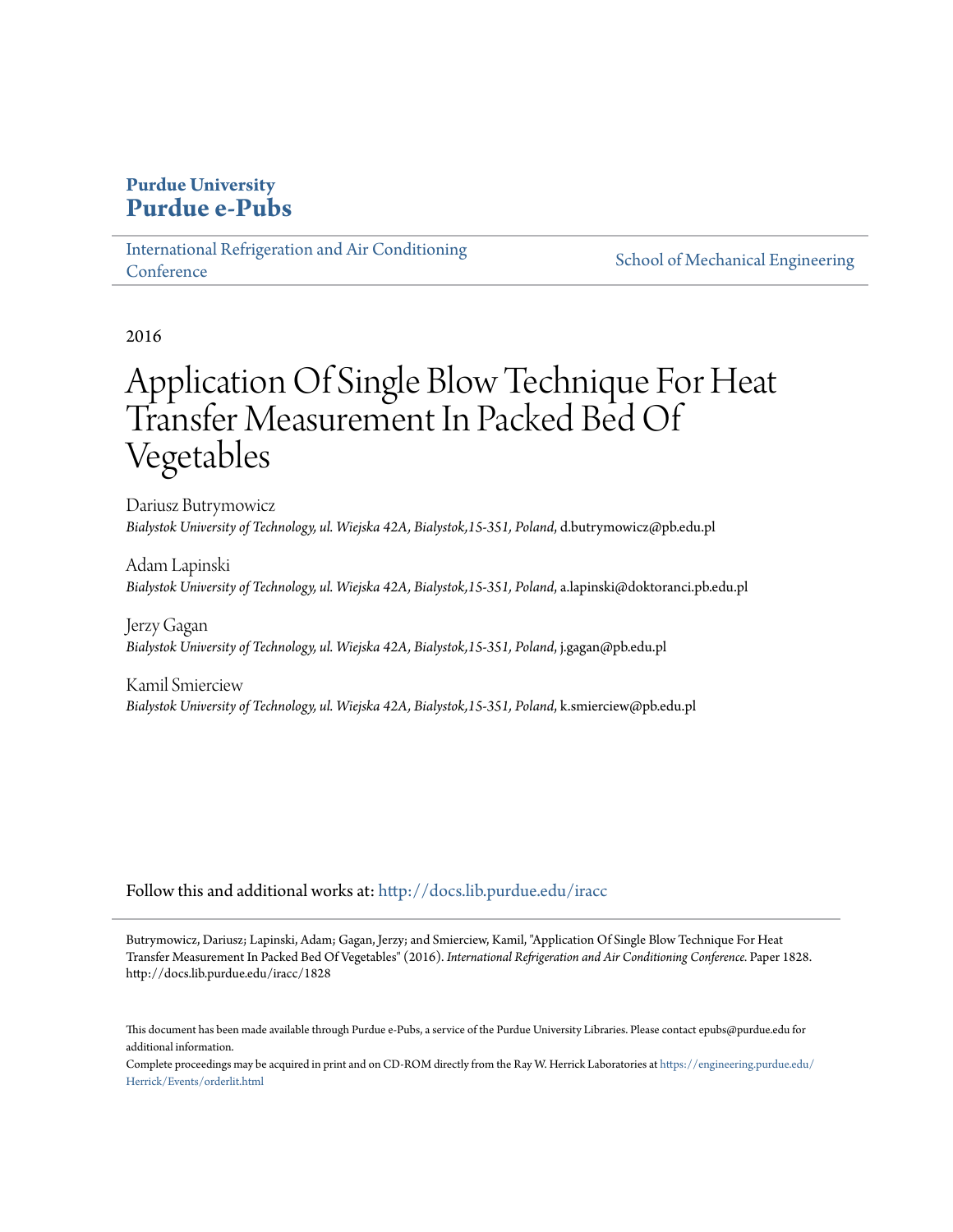**Purdue University**
**Purdue e-Pubs**

International Refrigeration and Air Conditioning Conference | School of Mechanical Engineering

2016

# Application Of Single Blow Technique For Heat Transfer Measurement In Packed Bed Of Vegetables

Dariusz Butrymowicz
*Bialystok University of Technology, ul. Wiejska 42A, Bialystok,15-351, Poland*, d.butrymowicz@pb.edu.pl

Adam Lapinski
*Bialystok University of Technology, ul. Wiejska 42A, Bialystok,15-351, Poland*, a.lapinski@doktoranci.pb.edu.pl

Jerzy Gagan
*Bialystok University of Technology, ul. Wiejska 42A, Bialystok,15-351, Poland*, j.gagan@pb.edu.pl

Kamil Smierciew
*Bialystok University of Technology, ul. Wiejska 42A, Bialystok,15-351, Poland*, k.smierciew@pb.edu.pl

Follow this and additional works at: http://docs.lib.purdue.edu/iracc

Butrymowicz, Dariusz; Lapinski, Adam; Gagan, Jerzy; and Smierciew, Kamil, "Application Of Single Blow Technique For Heat Transfer Measurement In Packed Bed Of Vegetables" (2016). *International Refrigeration and Air Conditioning Conference.* Paper 1828. http://docs.lib.purdue.edu/iracc/1828

This document has been made available through Purdue e-Pubs, a service of the Purdue University Libraries. Please contact epubs@purdue.edu for additional information.

Complete proceedings may be acquired in print and on CD-ROM directly from the Ray W. Herrick Laboratories at https://engineering.purdue.edu/Herrick/Events/orderlit.html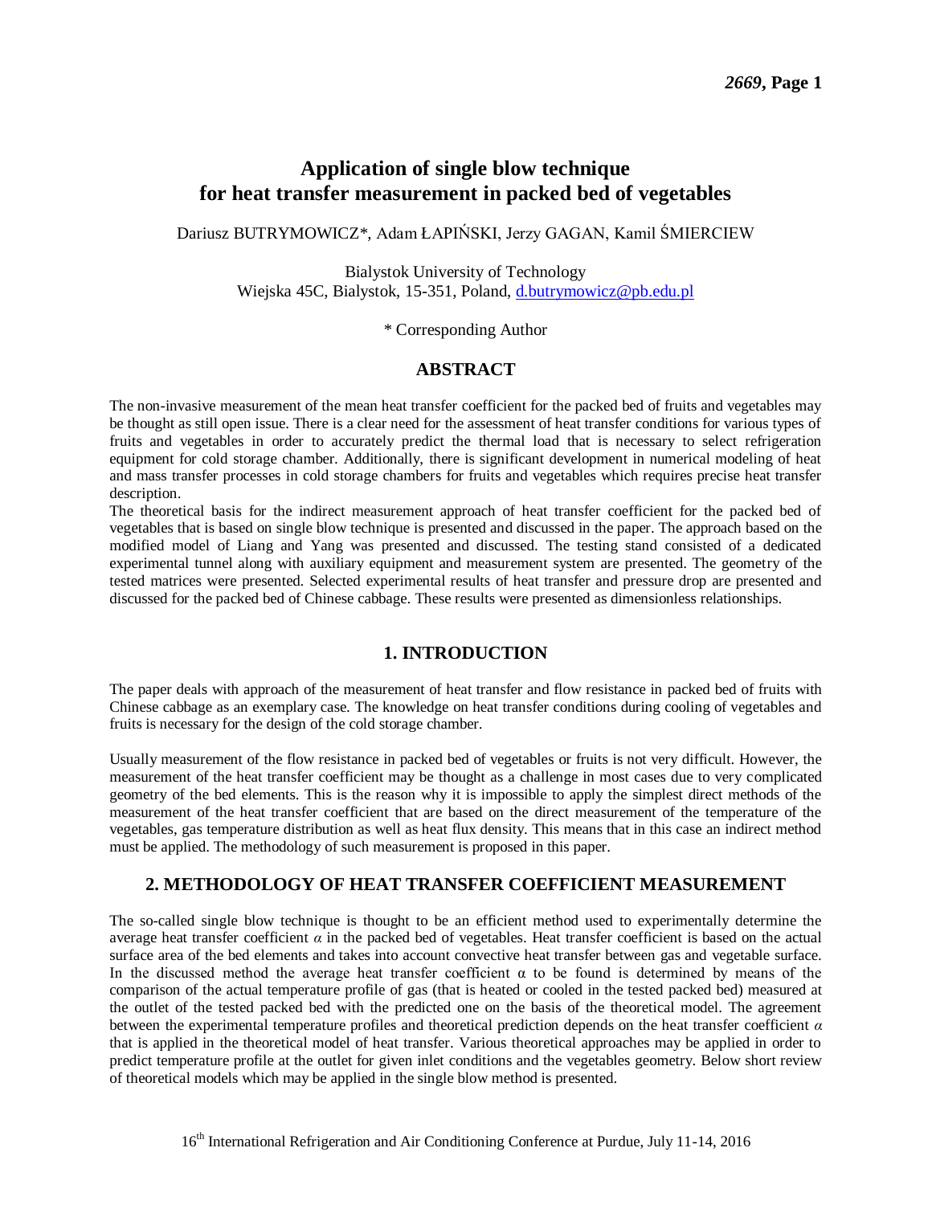# Application of single blow technique for heat transfer measurement in packed bed of vegetables

Dariusz BUTRYMOWICZ*, Adam ŁAPIŃSKI, Jerzy GAGAN, Kamil ŚMIERCIEW

Bialystok University of Technology
Wiejska 45C, Bialystok, 15-351, Poland, d.butrymowicz@pb.edu.pl

\* Corresponding Author

## ABSTRACT

The non-invasive measurement of the mean heat transfer coefficient for the packed bed of fruits and vegetables may be thought as still open issue. There is a clear need for the assessment of heat transfer conditions for various types of fruits and vegetables in order to accurately predict the thermal load that is necessary to select refrigeration equipment for cold storage chamber. Additionally, there is significant development in numerical modeling of heat and mass transfer processes in cold storage chambers for fruits and vegetables which requires precise heat transfer description.

The theoretical basis for the indirect measurement approach of heat transfer coefficient for the packed bed of vegetables that is based on single blow technique is presented and discussed in the paper. The approach based on the modified model of Liang and Yang was presented and discussed. The testing stand consisted of a dedicated experimental tunnel along with auxiliary equipment and measurement system are presented. The geometry of the tested matrices were presented. Selected experimental results of heat transfer and pressure drop are presented and discussed for the packed bed of Chinese cabbage. These results were presented as dimensionless relationships.

## 1. INTRODUCTION

The paper deals with approach of the measurement of heat transfer and flow resistance in packed bed of fruits with Chinese cabbage as an exemplary case. The knowledge on heat transfer conditions during cooling of vegetables and fruits is necessary for the design of the cold storage chamber.

Usually measurement of the flow resistance in packed bed of vegetables or fruits is not very difficult. However, the measurement of the heat transfer coefficient may be thought as a challenge in most cases due to very complicated geometry of the bed elements. This is the reason why it is impossible to apply the simplest direct methods of the measurement of the heat transfer coefficient that are based on the direct measurement of the temperature of the vegetables, gas temperature distribution as well as heat flux density. This means that in this case an indirect method must be applied. The methodology of such measurement is proposed in this paper.

## 2. METHODOLOGY OF HEAT TRANSFER COEFFICIENT MEASUREMENT

The so-called single blow technique is thought to be an efficient method used to experimentally determine the average heat transfer coefficient $\alpha$ in the packed bed of vegetables. Heat transfer coefficient is based on the actual surface area of the bed elements and takes into account convective heat transfer between gas and vegetable surface. In the discussed method the average heat transfer coefficient $\alpha$ to be found is determined by means of the comparison of the actual temperature profile of gas (that is heated or cooled in the tested packed bed) measured at the outlet of the tested packed bed with the predicted one on the basis of the theoretical model. The agreement between the experimental temperature profiles and theoretical prediction depends on the heat transfer coefficient $\alpha$ that is applied in the theoretical model of heat transfer. Various theoretical approaches may be applied in order to predict temperature profile at the outlet for given inlet conditions and the vegetables geometry. Below short review of theoretical models which may be applied in the single blow method is presented.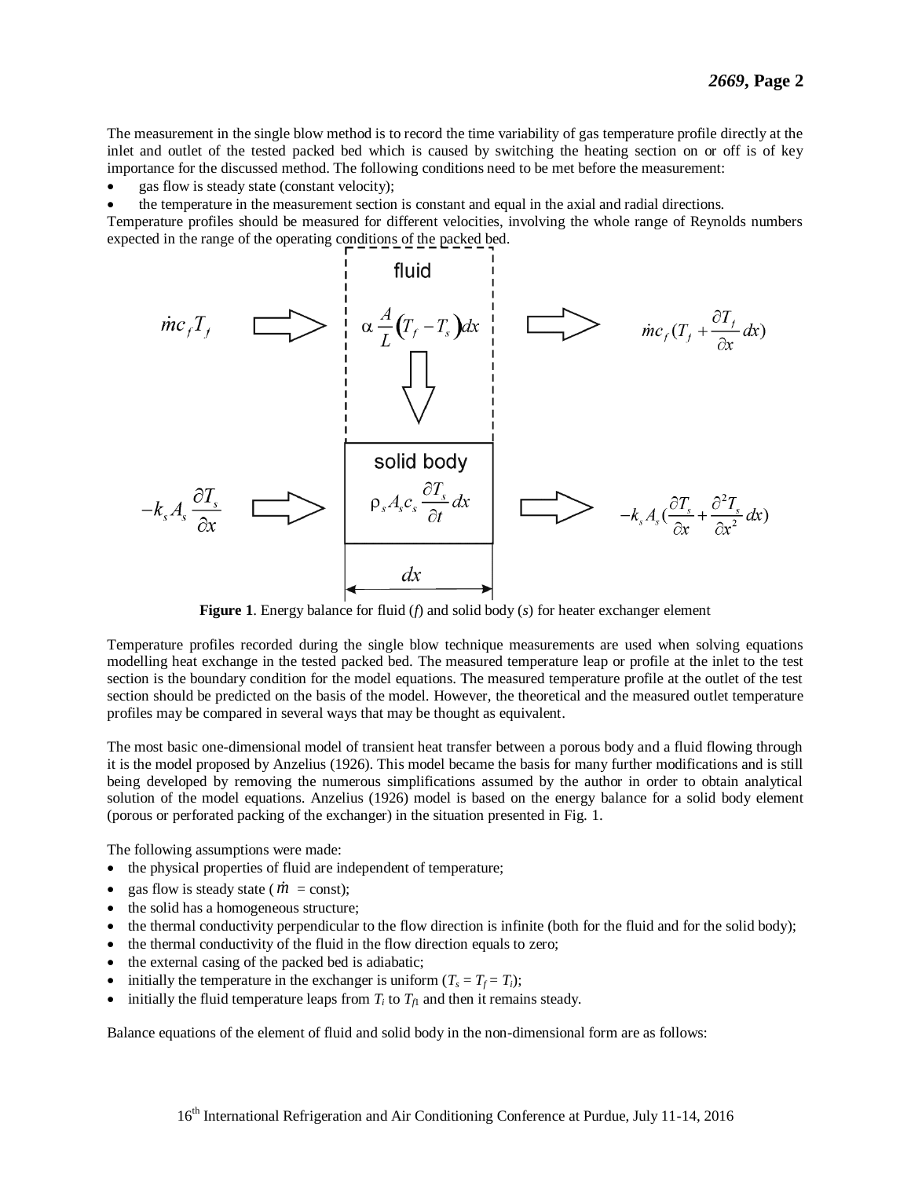The measurement in the single blow method is to record the time variability of gas temperature profile directly at the inlet and outlet of the tested packed bed which is caused by switching the heating section on or off is of key importance for the discussed method. The following conditions need to be met before the measurement:

- gas flow is steady state (constant velocity);
- the temperature in the measurement section is constant and equal in the axial and radial directions.

Temperature profiles should be measured for different velocities, involving the whole range of Reynolds numbers expected in the range of the operating conditions of the packed bed.

**Figure 1**. Energy balance for fluid (*f*) and solid body (*s*) for heater exchanger element

Temperature profiles recorded during the single blow technique measurements are used when solving equations modelling heat exchange in the tested packed bed. The measured temperature leap or profile at the inlet to the test section is the boundary condition for the model equations. The measured temperature profile at the outlet of the test section should be predicted on the basis of the model. However, the theoretical and the measured outlet temperature profiles may be compared in several ways that may be thought as equivalent.

The most basic one-dimensional model of transient heat transfer between a porous body and a fluid flowing through it is the model proposed by Anzelius (1926). This model became the basis for many further modifications and is still being developed by removing the numerous simplifications assumed by the author in order to obtain analytical solution of the model equations. Anzelius (1926) model is based on the energy balance for a solid body element (porous or perforated packing of the exchanger) in the situation presented in Fig. 1.

The following assumptions were made:

- the physical properties of fluid are independent of temperature;
- gas flow is steady state ($\dot{m}$ = const);
- the solid has a homogeneous structure;
- the thermal conductivity perpendicular to the flow direction is infinite (both for the fluid and for the solid body);
- the thermal conductivity of the fluid in the flow direction equals to zero;
- the external casing of the packed bed is adiabatic;
- initially the temperature in the exchanger is uniform ($T_s = T_f = T_i$);
- initially the fluid temperature leaps from $T_i$ to $T_{f1}$ and then it remains steady.

Balance equations of the element of fluid and solid body in the non-dimensional form are as follows: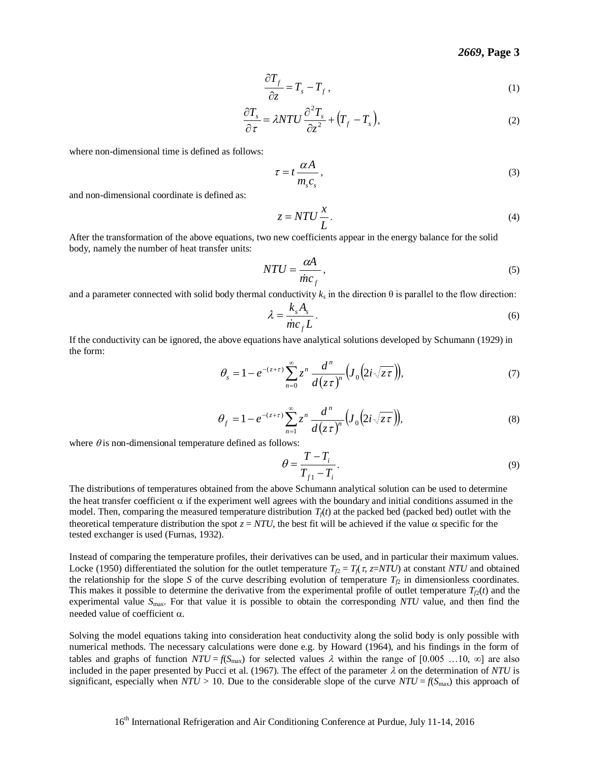$$\frac{\partial T_f}{\partial z} = T_s - T_f \,, \tag{1}$$

$$\frac{\partial T_s}{\partial \tau} = \lambda NTU \frac{\partial^2 T_s}{\partial z^2} + \left(T_f - T_s\right), \tag{2}$$

where non-dimensional time is defined as follows:

$$\tau = t \frac{\alpha A}{m_s c_s}, \tag{3}$$

and non-dimensional coordinate is defined as:

$$z = NTU \frac{x}{L}. \tag{4}$$

After the transformation of the above equations, two new coefficients appear in the energy balance for the solid body, namely the number of heat transfer units:

$$NTU = \frac{\alpha A}{\dot{m} c_f}, \tag{5}$$

and a parameter connected with solid body thermal conductivity $k_s$ in the direction θ is parallel to the flow direction:

$$\lambda = \frac{k_s A_s}{\dot{m} c_f L}. \tag{6}$$

If the conductivity can be ignored, the above equations have analytical solutions developed by Schumann (1929) in the form:

$$\theta_s = 1 - e^{-(z+\tau)} \sum_{n=0}^{\infty} z^n \frac{d^n}{d(z\tau)^n} \left(J_0\left(2i\sqrt{z\tau}\right)\right), \tag{7}$$

$$\theta_f = 1 - e^{-(z+\tau)} \sum_{n=1}^{\infty} z^n \frac{d^n}{d(z\tau)^n} \left(J_0\left(2i\sqrt{z\tau}\right)\right), \tag{8}$$

where $\theta$ is non-dimensional temperature defined as follows:

$$\theta = \frac{T - T_i}{T_{f1} - T_i}. \tag{9}$$

The distributions of temperatures obtained from the above Schumann analytical solution can be used to determine the heat transfer coefficient α if the experiment well agrees with the boundary and initial conditions assumed in the model. Then, comparing the measured temperature distribution $T_f(t)$ at the packed bed (packed bed) outlet with the theoretical temperature distribution the spot $z = NTU$, the best fit will be achieved if the value α specific for the tested exchanger is used (Furnas, 1932).

Instead of comparing the temperature profiles, their derivatives can be used, and in particular their maximum values. Locke (1950) differentiated the solution for the outlet temperature $T_{f2} = T_f(\tau, z{=}NTU)$ at constant $NTU$ and obtained the relationship for the slope $S$ of the curve describing evolution of temperature $T_{f2}$ in dimensionless coordinates. This makes it possible to determine the derivative from the experimental profile of outlet temperature $T_{f2}(t)$ and the experimental value $S_{max}$. For that value it is possible to obtain the corresponding $NTU$ value, and then find the needed value of coefficient α.

Solving the model equations taking into consideration heat conductivity along the solid body is only possible with numerical methods. The necessary calculations were done e.g. by Howard (1964), and his findings in the form of tables and graphs of function $NTU = f(S_{max})$ for selected values $\lambda$ within the range of [0.005 …10, ∞] are also included in the paper presented by Pucci et al. (1967). The effect of the parameter $\lambda$ on the determination of $NTU$ is significant, especially when $NTU > 10$. Due to the considerable slope of the curve $NTU = f(S_{max})$ this approach of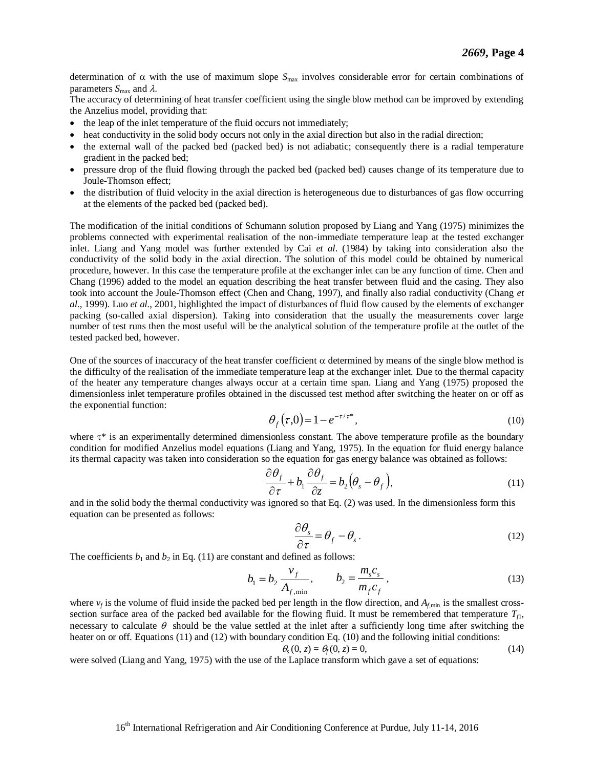determination of $\alpha$ with the use of maximum slope $S_{\max}$ involves considerable error for certain combinations of parameters $S_{\max}$ and $\lambda$.

The accuracy of determining of heat transfer coefficient using the single blow method can be improved by extending the Anzelius model, providing that:

- the leap of the inlet temperature of the fluid occurs not immediately;
- heat conductivity in the solid body occurs not only in the axial direction but also in the radial direction;
- the external wall of the packed bed (packed bed) is not adiabatic; consequently there is a radial temperature gradient in the packed bed;
- pressure drop of the fluid flowing through the packed bed (packed bed) causes change of its temperature due to Joule-Thomson effect;
- the distribution of fluid velocity in the axial direction is heterogeneous due to disturbances of gas flow occurring at the elements of the packed bed (packed bed).

The modification of the initial conditions of Schumann solution proposed by Liang and Yang (1975) minimizes the problems connected with experimental realisation of the non-immediate temperature leap at the tested exchanger inlet. Liang and Yang model was further extended by Cai *et al*. (1984) by taking into consideration also the conductivity of the solid body in the axial direction. The solution of this model could be obtained by numerical procedure, however. In this case the temperature profile at the exchanger inlet can be any function of time. Chen and Chang (1996) added to the model an equation describing the heat transfer between fluid and the casing. They also took into account the Joule-Thomson effect (Chen and Chang, 1997), and finally also radial conductivity (Chang *et al*., 1999). Luo *et al*., 2001, highlighted the impact of disturbances of fluid flow caused by the elements of exchanger packing (so-called axial dispersion). Taking into consideration that the usually the measurements cover large number of test runs then the most useful will be the analytical solution of the temperature profile at the outlet of the tested packed bed, however.

One of the sources of inaccuracy of the heat transfer coefficient $\alpha$ determined by means of the single blow method is the difficulty of the realisation of the immediate temperature leap at the exchanger inlet. Due to the thermal capacity of the heater any temperature changes always occur at a certain time span. Liang and Yang (1975) proposed the dimensionless inlet temperature profiles obtained in the discussed test method after switching the heater on or off as the exponential function:

$$\theta_f(\tau,0) = 1 - e^{-\tau/\tau^*}, \tag{10}$$

where $\tau^*$ is an experimentally determined dimensionless constant. The above temperature profile as the boundary condition for modified Anzelius model equations (Liang and Yang, 1975). In the equation for fluid energy balance its thermal capacity was taken into consideration so the equation for gas energy balance was obtained as follows:

$$\frac{\partial \theta_f}{\partial \tau} + b_1 \frac{\partial \theta_f}{\partial z} = b_2\left(\theta_s - \theta_f\right), \tag{11}$$

and in the solid body the thermal conductivity was ignored so that Eq. (2) was used. In the dimensionless form this equation can be presented as follows:

$$\frac{\partial \theta_s}{\partial \tau} = \theta_f - \theta_s. \tag{12}$$

The coefficients $b_1$ and $b_2$ in Eq. (11) are constant and defined as follows:

$$b_1 = b_2 \frac{v_f}{A_{f,\min}}, \qquad b_2 = \frac{m_s c_s}{m_f c_f}, \tag{13}$$

where $v_f$ is the volume of fluid inside the packed bed per length in the flow direction, and $A_{f,\min}$ is the smallest cross-section surface area of the packed bed available for the flowing fluid. It must be remembered that temperature $T_{f1}$, necessary to calculate $\theta$ should be the value settled at the inlet after a sufficiently long time after switching the heater on or off. Equations (11) and (12) with boundary condition Eq. (10) and the following initial conditions:

$$\theta_s(0, z) = \theta_f(0, z) = 0, \tag{14}$$

were solved (Liang and Yang, 1975) with the use of the Laplace transform which gave a set of equations: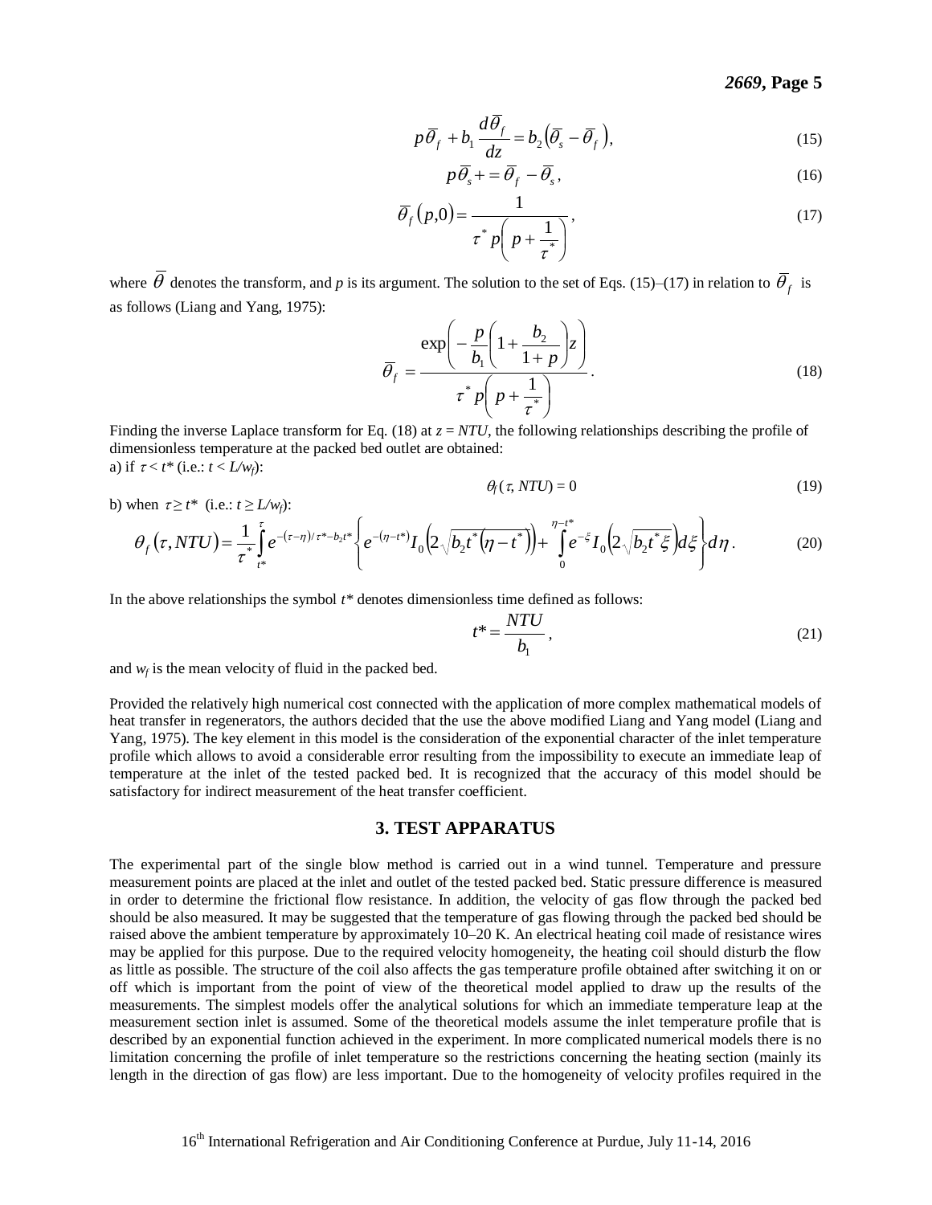$$p\overline{\theta}_f + b_1 \frac{d\overline{\theta}_f}{dz} = b_2\left(\overline{\theta}_s - \overline{\theta}_f\right), \tag{15}$$

$$p\overline{\theta}_s + = \overline{\theta}_f - \overline{\theta}_s, \tag{16}$$

$$\overline{\theta}_f\left(p,0\right) = \frac{1}{\tau^* p\left(p + \frac{1}{\tau^*}\right)}, \tag{17}$$

where $\overline{\theta}$ denotes the transform, and $p$ is its argument. The solution to the set of Eqs. (15)–(17) in relation to $\overline{\theta}_f$ is as follows (Liang and Yang, 1975):

$$\overline{\theta}_f = \frac{\exp\left(-\frac{p}{b_1}\left(1 + \frac{b_2}{1+p}\right)z\right)}{\tau^* p\left(p + \frac{1}{\tau^*}\right)}. \tag{18}$$

Finding the inverse Laplace transform for Eq. (18) at $z = NTU$, the following relationships describing the profile of dimensionless temperature at the packed bed outlet are obtained:

a) if $\tau < t^*$ (i.e.: $t < L/w_f$):

$$\theta_f(\tau, NTU) = 0 \tag{19}$$

b) when $\tau \geq t^*$ (i.e.: $t \geq L/w_f$):

$$\theta_f\left(\tau, NTU\right) = \frac{1}{\tau^*}\int_{t^*}^{\tau} e^{-(\tau-\eta)/\tau^* - b_2 t^*}\left\{e^{-(\eta - t^*)} I_0\left(2\sqrt{b_2 t^*\left(\eta - t^*\right)}\right) + \int_0^{\eta - t^*} e^{-\xi} I_0\left(2\sqrt{b_2 t^* \xi}\right) d\xi\right\} d\eta. \tag{20}$$

In the above relationships the symbol $t^*$ denotes dimensionless time defined as follows:

$$t^* = \frac{NTU}{b_1}, \tag{21}$$

and $w_f$ is the mean velocity of fluid in the packed bed.

Provided the relatively high numerical cost connected with the application of more complex mathematical models of heat transfer in regenerators, the authors decided that the use the above modified Liang and Yang model (Liang and Yang, 1975). The key element in this model is the consideration of the exponential character of the inlet temperature profile which allows to avoid a considerable error resulting from the impossibility to execute an immediate leap of temperature at the inlet of the tested packed bed. It is recognized that the accuracy of this model should be satisfactory for indirect measurement of the heat transfer coefficient.

## 3. TEST APPARATUS

The experimental part of the single blow method is carried out in a wind tunnel. Temperature and pressure measurement points are placed at the inlet and outlet of the tested packed bed. Static pressure difference is measured in order to determine the frictional flow resistance. In addition, the velocity of gas flow through the packed bed should be also measured. It may be suggested that the temperature of gas flowing through the packed bed should be raised above the ambient temperature by approximately 10–20 K. An electrical heating coil made of resistance wires may be applied for this purpose. Due to the required velocity homogeneity, the heating coil should disturb the flow as little as possible. The structure of the coil also affects the gas temperature profile obtained after switching it on or off which is important from the point of view of the theoretical model applied to draw up the results of the measurements. The simplest models offer the analytical solutions for which an immediate temperature leap at the measurement section inlet is assumed. Some of the theoretical models assume the inlet temperature profile that is described by an exponential function achieved in the experiment. In more complicated numerical models there is no limitation concerning the profile of inlet temperature so the restrictions concerning the heating section (mainly its length in the direction of gas flow) are less important. Due to the homogeneity of velocity profiles required in the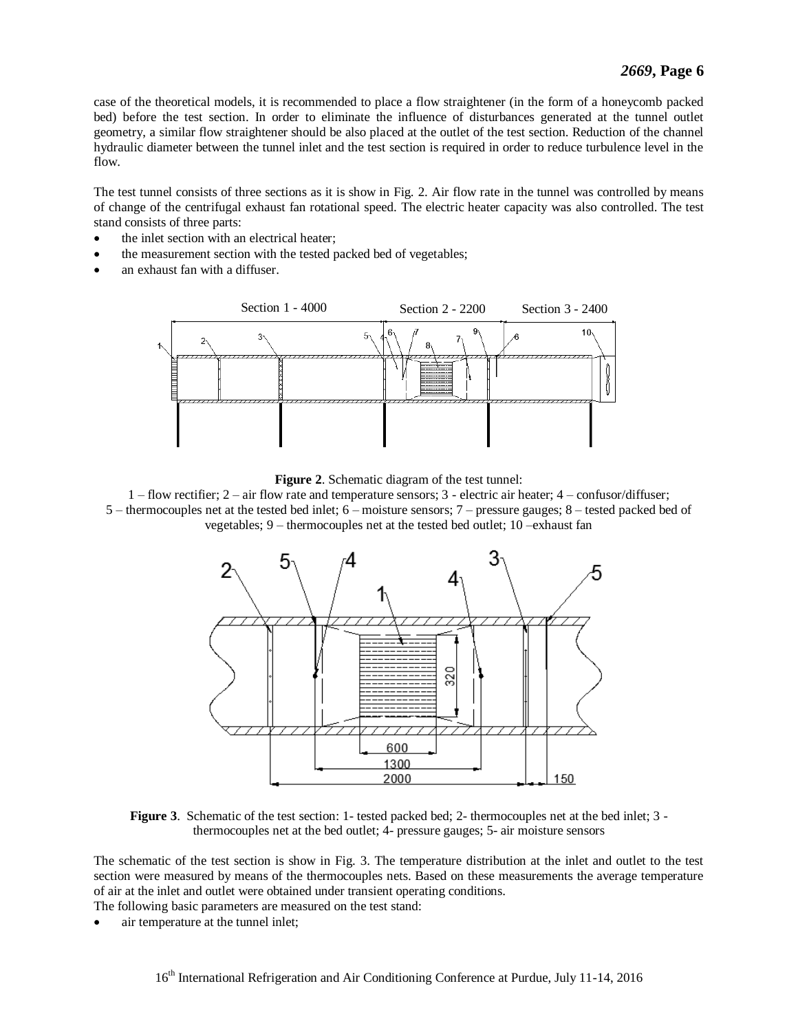case of the theoretical models, it is recommended to place a flow straightener (in the form of a honeycomb packed bed) before the test section. In order to eliminate the influence of disturbances generated at the tunnel outlet geometry, a similar flow straightener should be also placed at the outlet of the test section. Reduction of the channel hydraulic diameter between the tunnel inlet and the test section is required in order to reduce turbulence level in the flow.

The test tunnel consists of three sections as it is show in Fig. 2. Air flow rate in the tunnel was controlled by means of change of the centrifugal exhaust fan rotational speed. The electric heater capacity was also controlled. The test stand consists of three parts:

- the inlet section with an electrical heater;
- the measurement section with the tested packed bed of vegetables;
- an exhaust fan with a diffuser.

**Figure 2**. Schematic diagram of the test tunnel:
1 – flow rectifier; 2 – air flow rate and temperature sensors; 3 - electric air heater; 4 – confusor/diffuser; 5 – thermocouples net at the tested bed inlet; 6 – moisture sensors; 7 – pressure gauges; 8 – tested packed bed of vegetables; 9 – thermocouples net at the tested bed outlet; 10 –exhaust fan

**Figure 3**. Schematic of the test section: 1- tested packed bed; 2- thermocouples net at the bed inlet; 3 - thermocouples net at the bed outlet; 4- pressure gauges; 5- air moisture sensors

The schematic of the test section is show in Fig. 3. The temperature distribution at the inlet and outlet to the test section were measured by means of the thermocouples nets. Based on these measurements the average temperature of air at the inlet and outlet were obtained under transient operating conditions.

The following basic parameters are measured on the test stand:

- air temperature at the tunnel inlet;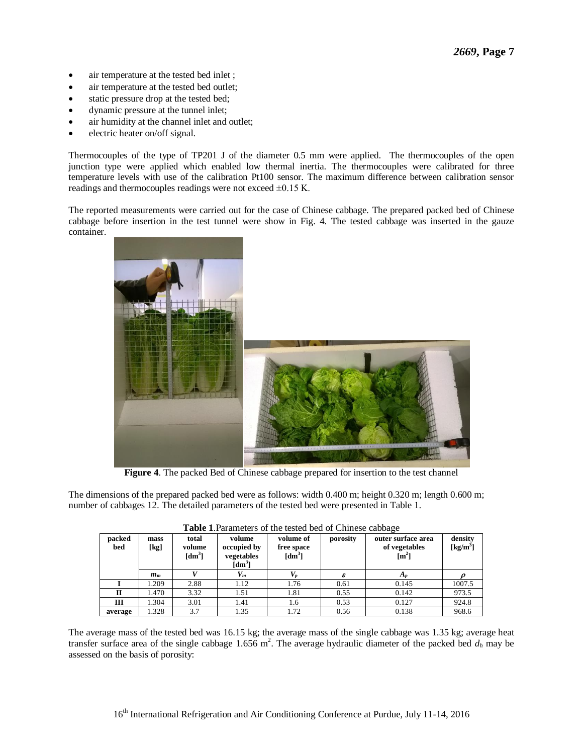- air temperature at the tested bed inlet ;
- air temperature at the tested bed outlet;
- static pressure drop at the tested bed;
- dynamic pressure at the tunnel inlet;
- air humidity at the channel inlet and outlet;
- electric heater on/off signal.

Thermocouples of the type of TP201 J of the diameter 0.5 mm were applied. The thermocouples of the open junction type were applied which enabled low thermal inertia. The thermocouples were calibrated for three temperature levels with use of the calibration Pt100 sensor. The maximum difference between calibration sensor readings and thermocouples readings were not exceed ±0.15 K.

The reported measurements were carried out for the case of Chinese cabbage. The prepared packed bed of Chinese cabbage before insertion in the test tunnel were show in Fig. 4. The tested cabbage was inserted in the gauze container.

**Figure 4**. The packed Bed of Chinese cabbage prepared for insertion to the test channel

The dimensions of the prepared packed bed were as follows: width 0.400 m; height 0.320 m; length 0.600 m; number of cabbages 12. The detailed parameters of the tested bed were presented in Table 1.

**Table 1**.Parameters of the tested bed of Chinese cabbage

| packed bed | mass [kg] | total volume [dm$^3$] | volume occupied by vegetables [dm$^3$] | volume of free space [dm$^3$] | porosity | outer surface area of vegetables [m$^2$] | density [kg/m$^3$] |
|---|---|---|---|---|---|---|---|
| | $m_m$ | $V$ | $V_m$ | $V_p$ | $\varepsilon$ | $A_p$ | $\rho$ |
| **I** | 1.209 | 2.88 | 1.12 | 1.76 | 0.61 | 0.145 | 1007.5 |
| **II** | 1.470 | 3.32 | 1.51 | 1.81 | 0.55 | 0.142 | 973.5 |
| **III** | 1.304 | 3.01 | 1.41 | 1.6 | 0.53 | 0.127 | 924.8 |
| **average** | 1.328 | 3.7 | 1.35 | 1.72 | 0.56 | 0.138 | 968.6 |

The average mass of the tested bed was 16.15 kg; the average mass of the single cabbage was 1.35 kg; average heat transfer surface area of the single cabbage 1.656 m$^2$. The average hydraulic diameter of the packed bed $d_h$ may be assessed on the basis of porosity: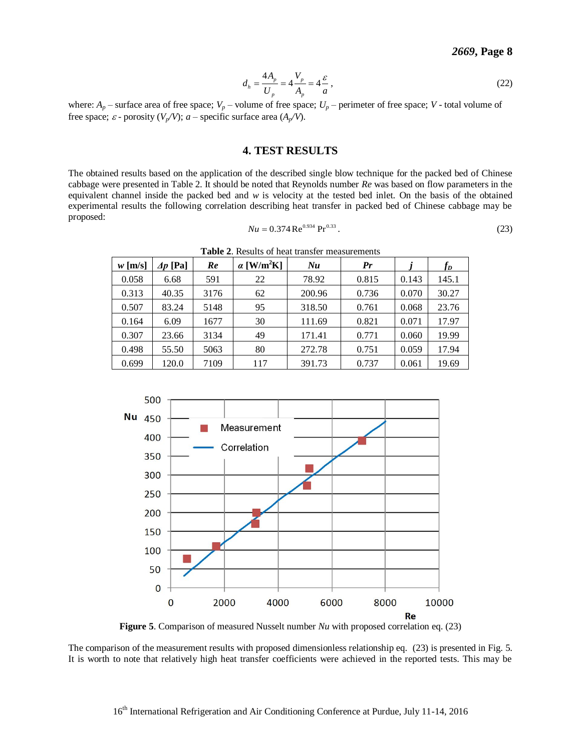$$d_h = \frac{4A_p}{U_p} = 4\frac{V_p}{A_p} = 4\frac{\varepsilon}{a}, \tag{22}$$

where: $A_p$ – surface area of free space; $V_p$ – volume of free space; $U_p$ – perimeter of free space; $V$ - total volume of free space; $\varepsilon$ - porosity ($V_p/V$); $a$ – specific surface area ($A_p/V$).

## 4. TEST RESULTS

The obtained results based on the application of the described single blow technique for the packed bed of Chinese cabbage were presented in Table 2. It should be noted that Reynolds number *Re* was based on flow parameters in the equivalent channel inside the packed bed and *w* is velocity at the tested bed inlet. On the basis of the obtained experimental results the following correlation describing heat transfer in packed bed of Chinese cabbage may be proposed:

$$Nu = 0.374\,\mathrm{Re}^{0.934}\,\mathrm{Pr}^{0.33}. \tag{23}$$

**Table 2**. Results of heat transfer measurements

| *w* [m/s] | *Δp* [Pa] | *Re* | *α* [W/m²K] | *Nu* | *Pr* | *j* | $f_D$ |
|---|---|---|---|---|---|---|---|
| 0.058 | 6.68 | 591 | 22 | 78.92 | 0.815 | 0.143 | 145.1 |
| 0.313 | 40.35 | 3176 | 62 | 200.96 | 0.736 | 0.070 | 30.27 |
| 0.507 | 83.24 | 5148 | 95 | 318.50 | 0.761 | 0.068 | 23.76 |
| 0.164 | 6.09 | 1677 | 30 | 111.69 | 0.821 | 0.071 | 17.97 |
| 0.307 | 23.66 | 3134 | 49 | 171.41 | 0.771 | 0.060 | 19.99 |
| 0.498 | 55.50 | 5063 | 80 | 272.78 | 0.751 | 0.059 | 17.94 |
| 0.699 | 120.0 | 7109 | 117 | 391.73 | 0.737 | 0.061 | 19.69 |

**Figure 5**. Comparison of measured Nusselt number *Nu* with proposed correlation eq. (23)

The comparison of the measurement results with proposed dimensionless relationship eq. (23) is presented in Fig. 5. It is worth to note that relatively high heat transfer coefficients were achieved in the reported tests. This may be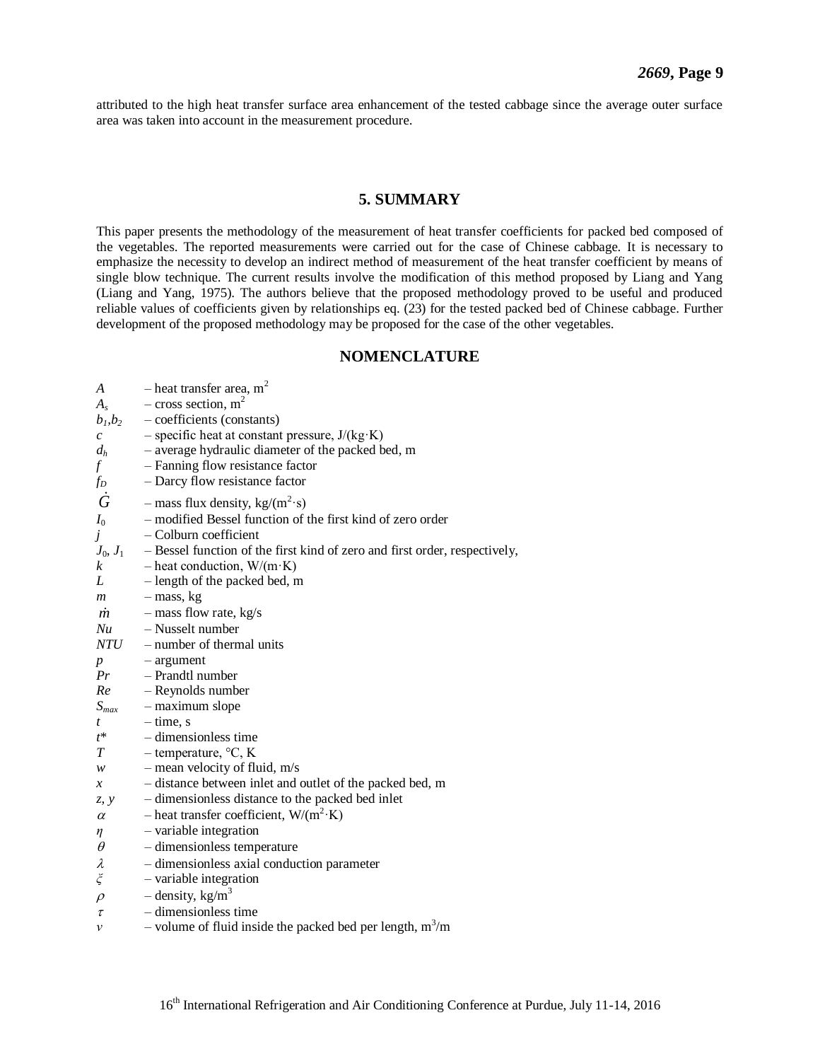attributed to the high heat transfer surface area enhancement of the tested cabbage since the average outer surface area was taken into account in the measurement procedure.

## 5. SUMMARY

This paper presents the methodology of the measurement of heat transfer coefficients for packed bed composed of the vegetables. The reported measurements were carried out for the case of Chinese cabbage. It is necessary to emphasize the necessity to develop an indirect method of measurement of the heat transfer coefficient by means of single blow technique. The current results involve the modification of this method proposed by Liang and Yang (Liang and Yang, 1975). The authors believe that the proposed methodology proved to be useful and produced reliable values of coefficients given by relationships eq. (23) for the tested packed bed of Chinese cabbage. Further development of the proposed methodology may be proposed for the case of the other vegetables.

## NOMENCLATURE

$A$ – heat transfer area, $m^2$
$A_s$ – cross section, $m^2$
$b_1, b_2$ – coefficients (constants)
$c$ – specific heat at constant pressure, J/(kg·K)
$d_h$ – average hydraulic diameter of the packed bed, m
$f$ – Fanning flow resistance factor
$f_D$ – Darcy flow resistance factor
$\dot{G}$ – mass flux density, kg/($m^2$·s)
$I_0$ – modified Bessel function of the first kind of zero order
$j$ – Colburn coefficient
$J_0$, $J_1$ – Bessel function of the first kind of zero and first order, respectively,
$k$ – heat conduction, W/(m·K)
$L$ – length of the packed bed, m
$m$ – mass, kg
$\dot{m}$ – mass flow rate, kg/s
$Nu$ – Nusselt number
$NTU$ – number of thermal units
$p$ – argument
$Pr$ – Prandtl number
$Re$ – Reynolds number
$S_{max}$ – maximum slope
$t$ – time, s
$t^*$ – dimensionless time
$T$ – temperature, °C, K
$w$ – mean velocity of fluid, m/s
$x$ – distance between inlet and outlet of the packed bed, m
$z, y$ – dimensionless distance to the packed bed inlet
$\alpha$ – heat transfer coefficient, W/($m^2$·K)
$\eta$ – variable integration
$\theta$ – dimensionless temperature
$\lambda$ – dimensionless axial conduction parameter
$\xi$ – variable integration
$\rho$ – density, kg/$m^3$
$\tau$ – dimensionless time
$v$ – volume of fluid inside the packed bed per length, $m^3$/m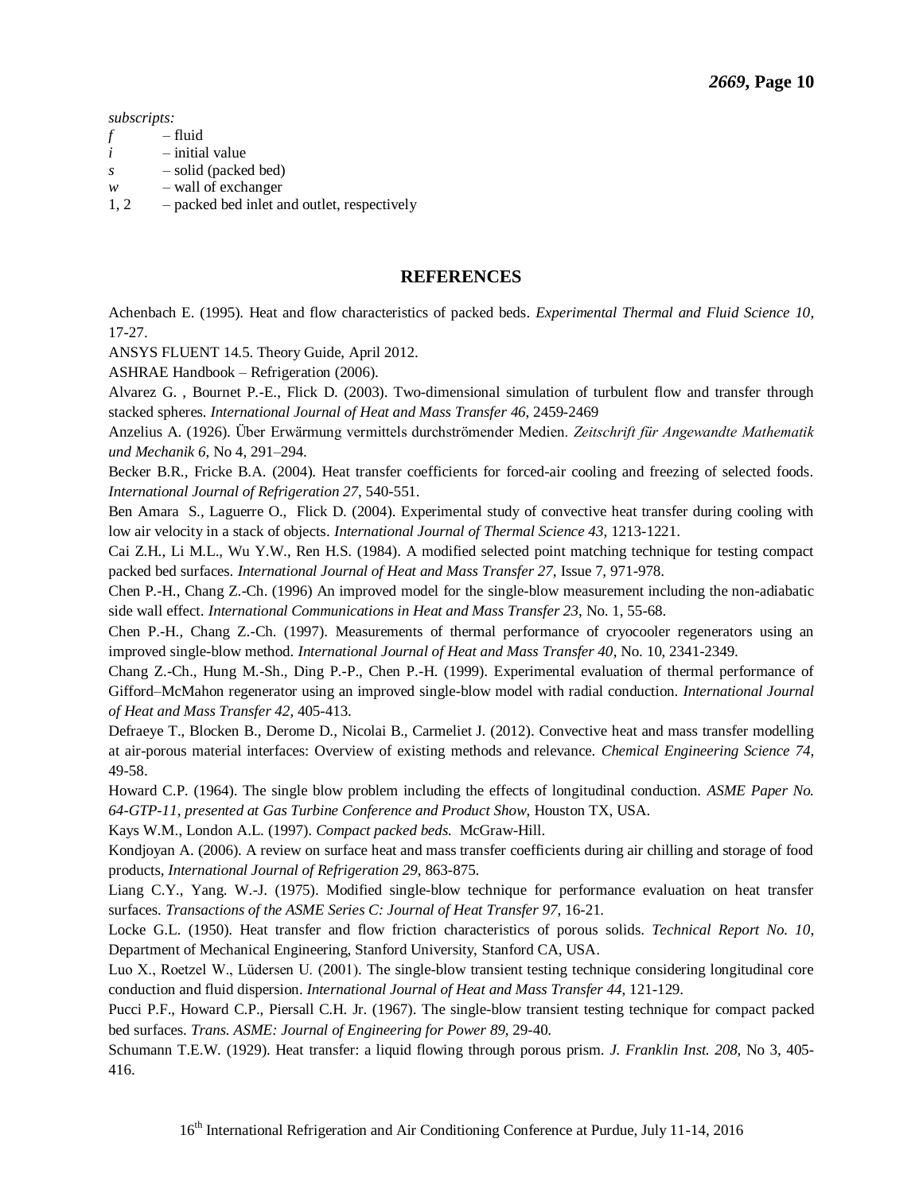*subscripts:*

*f* – fluid
*i* – initial value
*s* – solid (packed bed)
*w* – wall of exchanger
1, 2 – packed bed inlet and outlet, respectively

## REFERENCES

Achenbach E. (1995). Heat and flow characteristics of packed beds. *Experimental Thermal and Fluid Science 10*, 17-27.

ANSYS FLUENT 14.5. Theory Guide, April 2012.

ASHRAE Handbook – Refrigeration (2006).

Alvarez G. , Bournet P.-E., Flick D. (2003). Two-dimensional simulation of turbulent flow and transfer through stacked spheres. *International Journal of Heat and Mass Transfer 46*, 2459-2469

Anzelius A. (1926). Über Erwärmung vermittels durchströmender Medien. *Zeitschrift für Angewandte Mathematik und Mechanik 6*, No 4, 291–294.

Becker B.R., Fricke B.A. (2004). Heat transfer coefficients for forced-air cooling and freezing of selected foods. *International Journal of Refrigeration 27*, 540-551.

Ben Amara S., Laguerre O., Flick D. (2004). Experimental study of convective heat transfer during cooling with low air velocity in a stack of objects. *International Journal of Thermal Science 43*, 1213-1221.

Cai Z.H., Li M.L., Wu Y.W., Ren H.S. (1984). A modified selected point matching technique for testing compact packed bed surfaces. *International Journal of Heat and Mass Transfer 27*, Issue 7, 971-978.

Chen P.-H., Chang Z.-Ch. (1996) An improved model for the single-blow measurement including the non-adiabatic side wall effect. *International Communications in Heat and Mass Transfer 23*, No. 1, 55-68.

Chen P.-H., Chang Z.-Ch. (1997). Measurements of thermal performance of cryocooler regenerators using an improved single-blow method. *International Journal of Heat and Mass Transfer 40*, No. 10, 2341-2349.

Chang Z.-Ch., Hung M.-Sh., Ding P.-P., Chen P.-H. (1999). Experimental evaluation of thermal performance of Gifford–McMahon regenerator using an improved single-blow model with radial conduction. *International Journal of Heat and Mass Transfer 42*, 405-413.

Defraeye T., Blocken B., Derome D., Nicolai B., Carmeliet J. (2012). Convective heat and mass transfer modelling at air-porous material interfaces: Overview of existing methods and relevance. *Chemical Engineering Science 74*, 49-58.

Howard C.P. (1964). The single blow problem including the effects of longitudinal conduction. *ASME Paper No. 64-GTP-11, presented at Gas Turbine Conference and Product Show*, Houston TX, USA.

Kays W.M., London A.L. (1997). *Compact packed beds.* McGraw-Hill.

Kondjoyan A. (2006). A review on surface heat and mass transfer coefficients during air chilling and storage of food products, *International Journal of Refrigeration 29*, 863-875.

Liang C.Y., Yang. W.-J. (1975). Modified single-blow technique for performance evaluation on heat transfer surfaces. *Transactions of the ASME Series C: Journal of Heat Transfer 97*, 16-21.

Locke G.L. (1950). Heat transfer and flow friction characteristics of porous solids. *Technical Report No. 10*, Department of Mechanical Engineering, Stanford University, Stanford CA, USA.

Luo X., Roetzel W., Lüdersen U. (2001). The single-blow transient testing technique considering longitudinal core conduction and fluid dispersion. *International Journal of Heat and Mass Transfer 44*, 121-129.

Pucci P.F., Howard C.P., Piersall C.H. Jr. (1967). The single-blow transient testing technique for compact packed bed surfaces. *Trans. ASME: Journal of Engineering for Power 89*, 29-40.

Schumann T.E.W. (1929). Heat transfer: a liquid flowing through porous prism. *J. Franklin Inst. 208*, No 3, 405-416.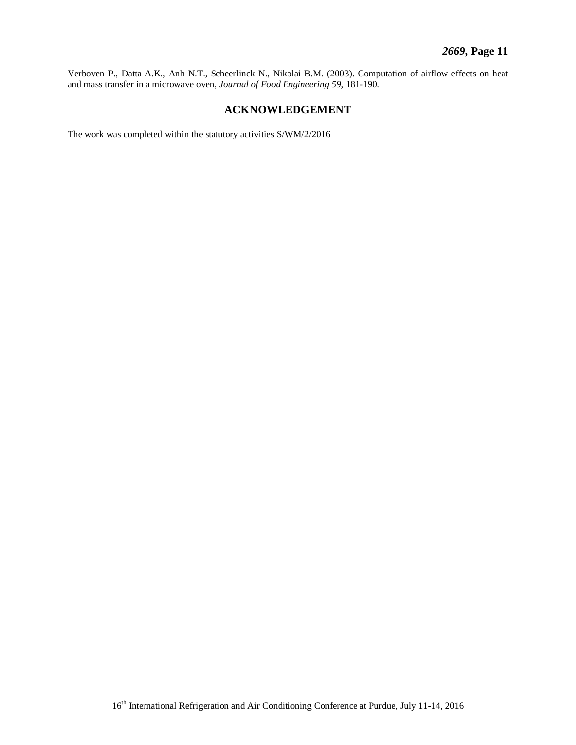Verboven P., Datta A.K., Anh N.T., Scheerlinck N., Nikolai B.M. (2003). Computation of airflow effects on heat and mass transfer in a microwave oven, *Journal of Food Engineering 59*, 181-190.

## ACKNOWLEDGEMENT

The work was completed within the statutory activities S/WM/2/2016